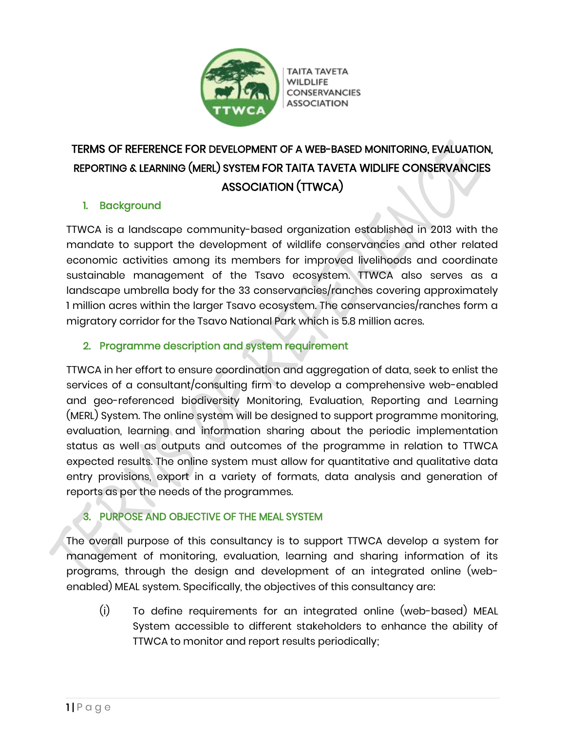TAITA TAVETA WILDLIFE CONSERVANCIES ASSOCIATION

# TERMS OF REFERENCE FOR DEVELOPMENT OF A WEB-BASED MONITORING, EVALUATION, REPORTING & LEARNING (MERL) SYSTEM FOR TAITA TAVETA WIDLIFE CONSERVANCIES ASSOCIATION (TTWCA)

## 1. Background

TTWCA is a landscape community-based organization established in 2013 with the mandate to support the development of wildlife conservancies and other related economic activities among its members for improved livelihoods and coordinate sustainable management of the Tsavo ecosystem. TTWCA also serves as a landscape umbrella body for the 33 conservancies/ranches covering approximately 1 million acres within the larger Tsavo ecosystem. The conservancies/ranches form a migratory corridor for the Tsavo National Park which is 5.8 million acres.

## 2. Programme description and system requirement

TTWCA in her effort to ensure coordination and aggregation of data, seek to enlist the services of a consultant/consulting firm to develop a comprehensive web-enabled and geo-referenced biodiversity Monitoring, Evaluation, Reporting and Learning (MERL) System. The online system will be designed to support programme monitoring, evaluation, learning and information sharing about the periodic implementation status as well as outputs and outcomes of the programme in relation to TTWCA expected results. The online system must allow for quantitative and qualitative data entry provisions, export in a variety of formats, data analysis and generation of reports as per the needs of the programmes.

## 3. PURPOSE AND OBJECTIVE OF THE MEAL SYSTEM

The overall purpose of this consultancy is to support TTWCA develop a system for management of monitoring, evaluation, learning and sharing information of its programs, through the design and development of an integrated online (web-enabled) MEAL system. Specifically, the objectives of this consultancy are:

(i) To define requirements for an integrated online (web-based) MEAL System accessible to different stakeholders to enhance the ability of TTWCA to monitor and report results periodically;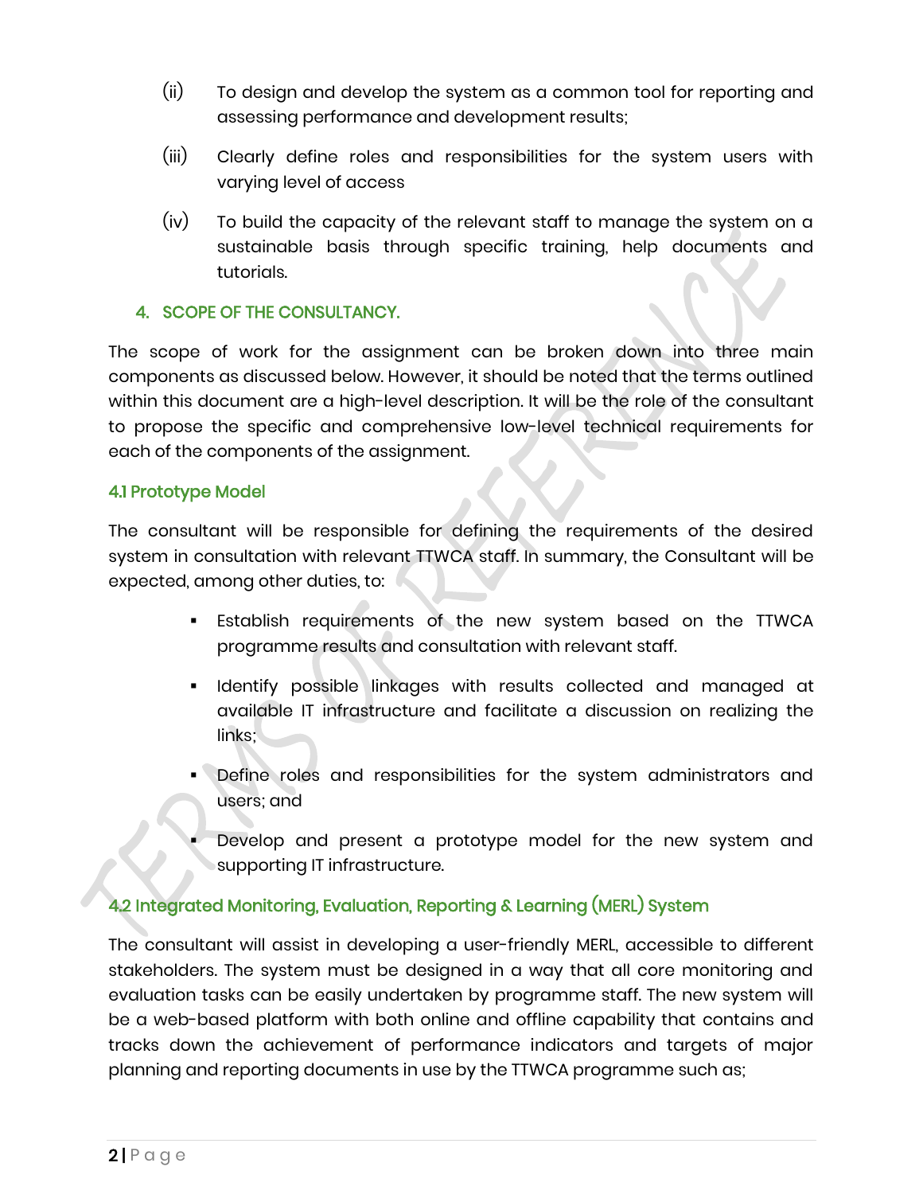(ii) To design and develop the system as a common tool for reporting and assessing performance and development results;

(iii) Clearly define roles and responsibilities for the system users with varying level of access

(iv) To build the capacity of the relevant staff to manage the system on a sustainable basis through specific training, help documents and tutorials.

## 4. SCOPE OF THE CONSULTANCY.

The scope of work for the assignment can be broken down into three main components as discussed below. However, it should be noted that the terms outlined within this document are a high-level description. It will be the role of the consultant to propose the specific and comprehensive low-level technical requirements for each of the components of the assignment.

### 4.1 Prototype Model

The consultant will be responsible for defining the requirements of the desired system in consultation with relevant TTWCA staff. In summary, the Consultant will be expected, among other duties, to:

- Establish requirements of the new system based on the TTWCA programme results and consultation with relevant staff.
- Identify possible linkages with results collected and managed at available IT infrastructure and facilitate a discussion on realizing the links;
- Define roles and responsibilities for the system administrators and users; and
- Develop and present a prototype model for the new system and supporting IT infrastructure.

### 4.2 Integrated Monitoring, Evaluation, Reporting & Learning (MERL) System

The consultant will assist in developing a user-friendly MERL, accessible to different stakeholders. The system must be designed in a way that all core monitoring and evaluation tasks can be easily undertaken by programme staff. The new system will be a web-based platform with both online and offline capability that contains and tracks down the achievement of performance indicators and targets of major planning and reporting documents in use by the TTWCA programme such as;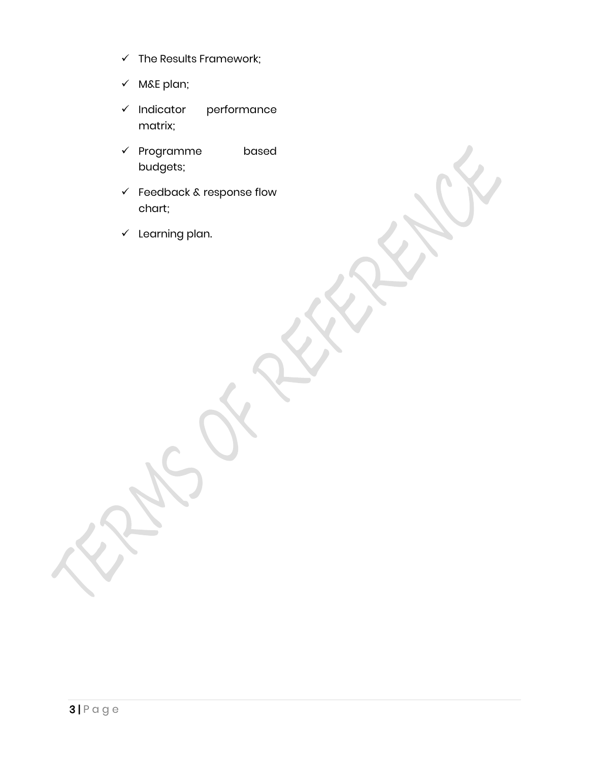- ✓ The Results Framework;
- ✓ M&E plan;
- ✓ Indicator performance matrix;
- ✓ Programme based budgets;
- ✓ Feedback & response flow chart;
- ✓ Learning plan.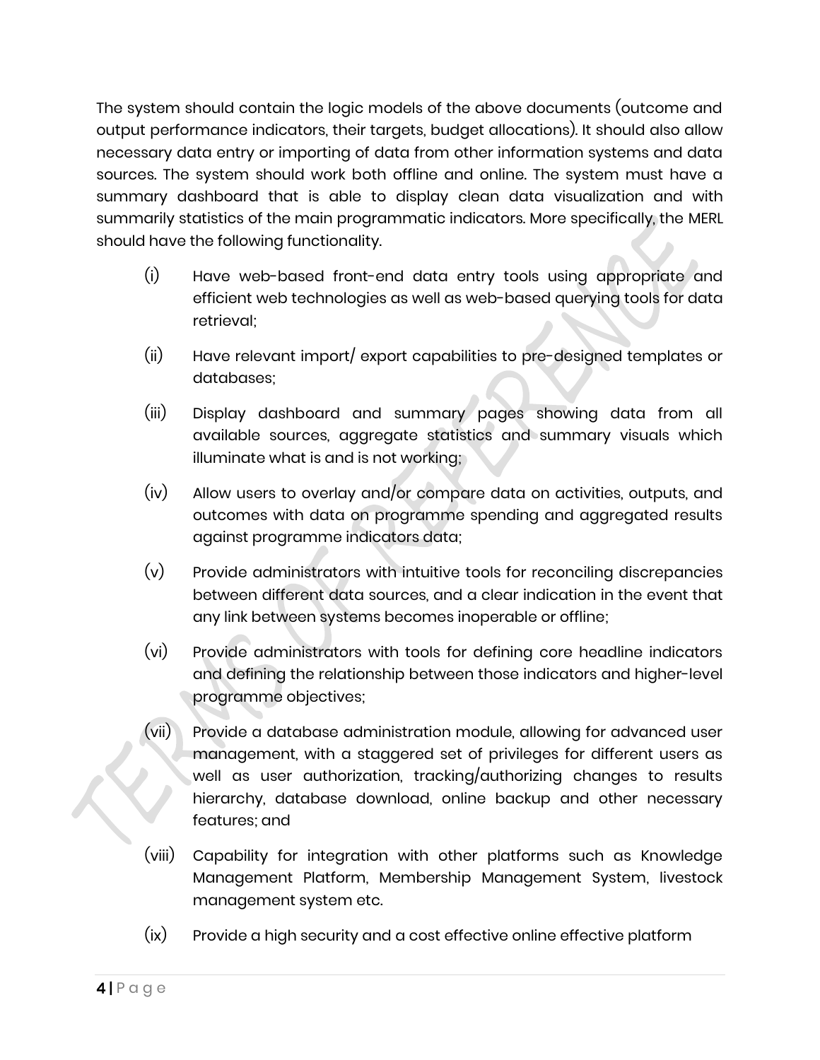The system should contain the logic models of the above documents (outcome and output performance indicators, their targets, budget allocations). It should also allow necessary data entry or importing of data from other information systems and data sources. The system should work both offline and online. The system must have a summary dashboard that is able to display clean data visualization and with summarily statistics of the main programmatic indicators. More specifically, the MERL should have the following functionality.

(i) Have web-based front-end data entry tools using appropriate and efficient web technologies as well as web-based querying tools for data retrieval;

(ii) Have relevant import/ export capabilities to pre-designed templates or databases;

(iii) Display dashboard and summary pages showing data from all available sources, aggregate statistics and summary visuals which illuminate what is and is not working;

(iv) Allow users to overlay and/or compare data on activities, outputs, and outcomes with data on programme spending and aggregated results against programme indicators data;

(v) Provide administrators with intuitive tools for reconciling discrepancies between different data sources, and a clear indication in the event that any link between systems becomes inoperable or offline;

(vi) Provide administrators with tools for defining core headline indicators and defining the relationship between those indicators and higher-level programme objectives;

(vii) Provide a database administration module, allowing for advanced user management, with a staggered set of privileges for different users as well as user authorization, tracking/authorizing changes to results hierarchy, database download, online backup and other necessary features; and

(viii) Capability for integration with other platforms such as Knowledge Management Platform, Membership Management System, livestock management system etc.

(ix) Provide a high security and a cost effective online effective platform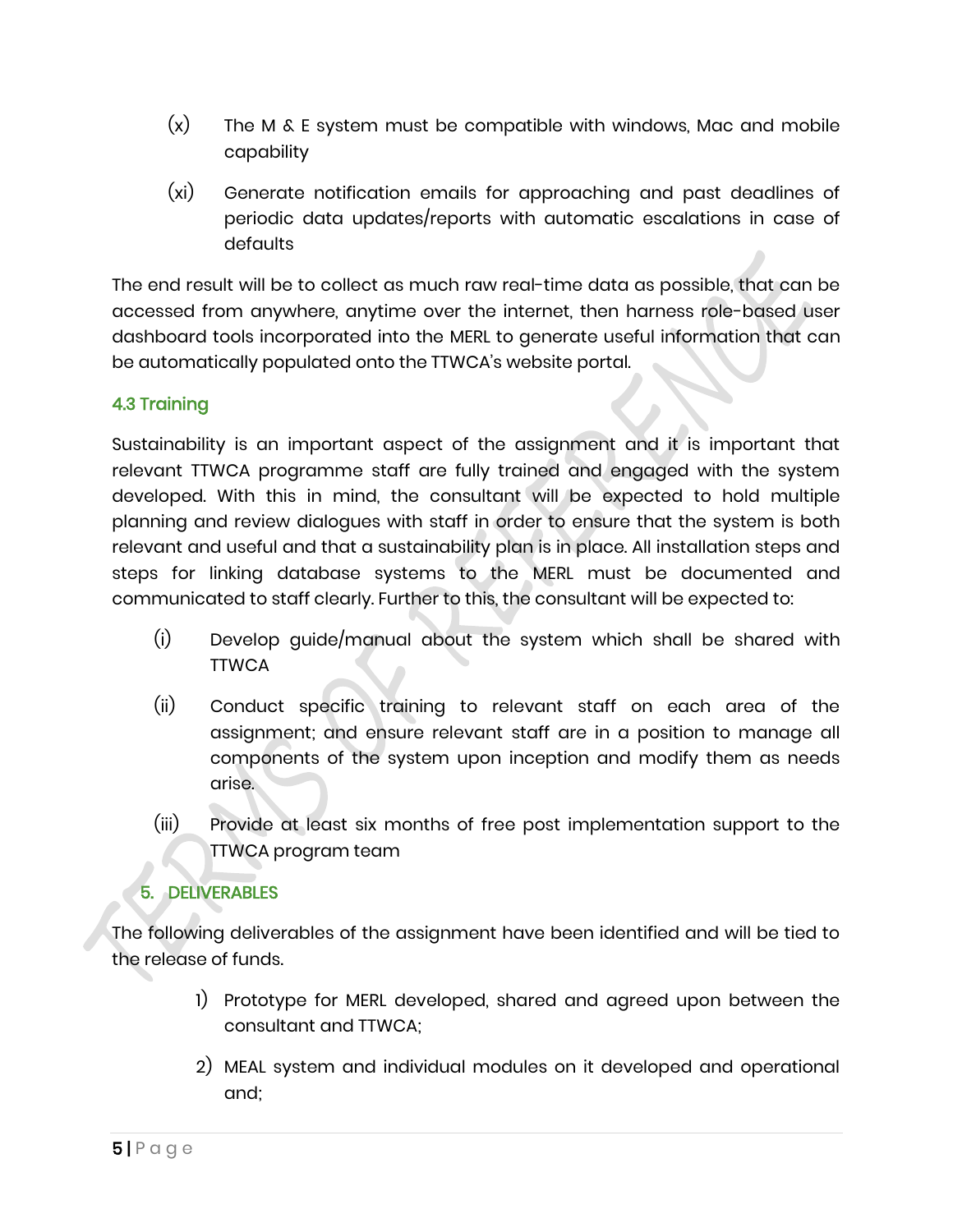(x) The M & E system must be compatible with windows, Mac and mobile capability

(xi) Generate notification emails for approaching and past deadlines of periodic data updates/reports with automatic escalations in case of defaults

The end result will be to collect as much raw real-time data as possible, that can be accessed from anywhere, anytime over the internet, then harness role-based user dashboard tools incorporated into the MERL to generate useful information that can be automatically populated onto the TTWCA's website portal.

### 4.3 Training

Sustainability is an important aspect of the assignment and it is important that relevant TTWCA programme staff are fully trained and engaged with the system developed. With this in mind, the consultant will be expected to hold multiple planning and review dialogues with staff in order to ensure that the system is both relevant and useful and that a sustainability plan is in place. All installation steps and steps for linking database systems to the MERL must be documented and communicated to staff clearly. Further to this, the consultant will be expected to:

(i) Develop guide/manual about the system which shall be shared with TTWCA

(ii) Conduct specific training to relevant staff on each area of the assignment; and ensure relevant staff are in a position to manage all components of the system upon inception and modify them as needs arise.

(iii) Provide at least six months of free post implementation support to the TTWCA program team

## 5. DELIVERABLES

The following deliverables of the assignment have been identified and will be tied to the release of funds.

1) Prototype for MERL developed, shared and agreed upon between the consultant and TTWCA;

2) MEAL system and individual modules on it developed and operational and;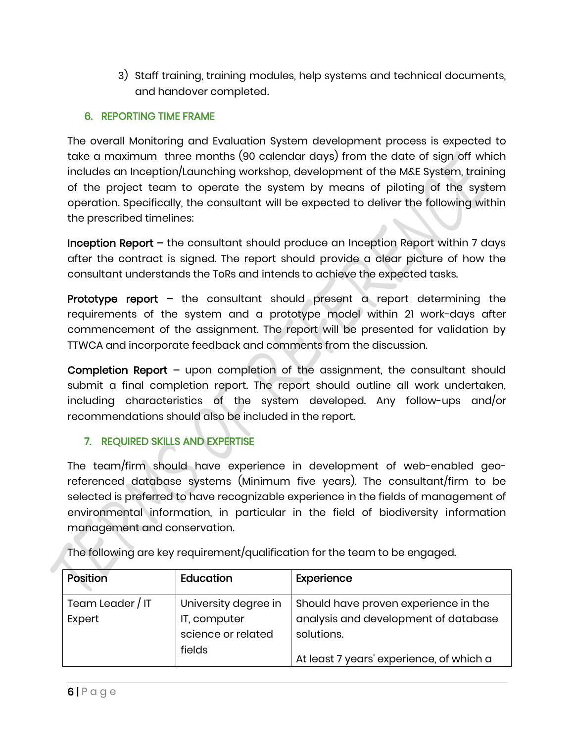3) Staff training, training modules, help systems and technical documents, and handover completed.

## 6. REPORTING TIME FRAME

The overall Monitoring and Evaluation System development process is expected to take a maximum three months (90 calendar days) from the date of sign off which includes an Inception/Launching workshop, development of the M&E System, training of the project team to operate the system by means of piloting of the system operation. Specifically, the consultant will be expected to deliver the following within the prescribed timelines:

**Inception Report** – the consultant should produce an Inception Report within 7 days after the contract is signed. The report should provide a clear picture of how the consultant understands the ToRs and intends to achieve the expected tasks.

**Prototype report** – the consultant should present a report determining the requirements of the system and a prototype model within 21 work-days after commencement of the assignment. The report will be presented for validation by TTWCA and incorporate feedback and comments from the discussion.

**Completion Report** – upon completion of the assignment, the consultant should submit a final completion report. The report should outline all work undertaken, including characteristics of the system developed. Any follow-ups and/or recommendations should also be included in the report.

## 7. REQUIRED SKILLS AND EXPERTISE

The team/firm should have experience in development of web-enabled geo-referenced database systems (Minimum five years). The consultant/firm to be selected is preferred to have recognizable experience in the fields of management of environmental information, in particular in the field of biodiversity information management and conservation.

The following are key requirement/qualification for the team to be engaged.

| Position | Education | Experience |
|---|---|---|
| Team Leader / IT Expert | University degree in IT, computer science or related fields | Should have proven experience in the analysis and development of database solutions.<br><br>At least 7 years' experience, of which a |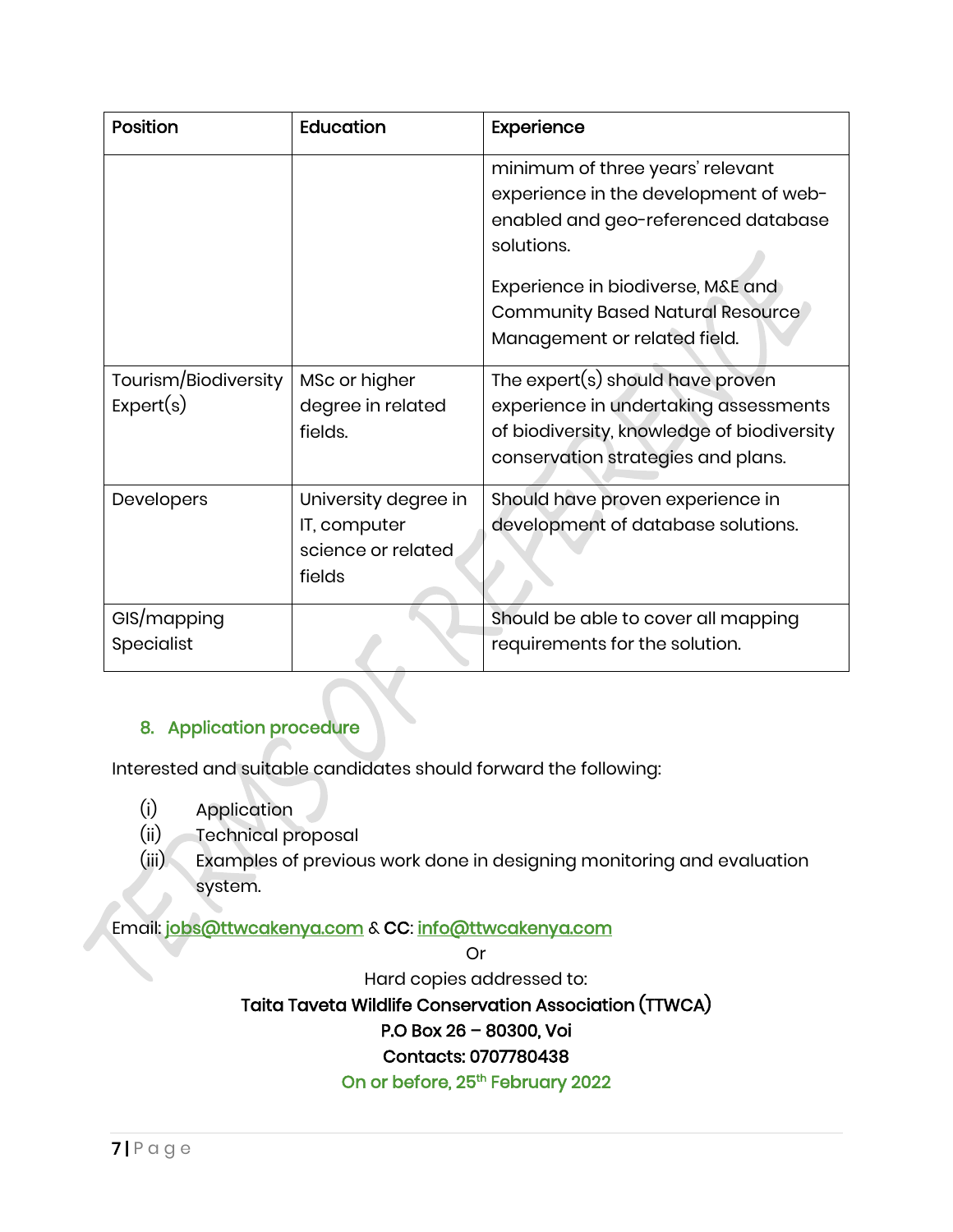| Position | Education | Experience |
|---|---|---|
| | | minimum of three years' relevant experience in the development of web-enabled and geo-referenced database solutions.<br><br>Experience in biodiverse, M&E and Community Based Natural Resource Management or related field. |
| Tourism/Biodiversity Expert(s) | MSc or higher degree in related fields. | The expert(s) should have proven experience in undertaking assessments of biodiversity, knowledge of biodiversity conservation strategies and plans. |
| Developers | University degree in IT, computer science or related fields | Should have proven experience in development of database solutions. |
| GIS/mapping Specialist | | Should be able to cover all mapping requirements for the solution. |

## 8. Application procedure

Interested and suitable candidates should forward the following:

(i) Application
(ii) Technical proposal
(iii) Examples of previous work done in designing monitoring and evaluation system.

Email: jobs@ttwcakenya.com & **CC**: info@ttwcakenya.com

Or

Hard copies addressed to:

**Taita Taveta Wildlife Conservation Association (TTWCA)**

**P.O Box 26 – 80300, Voi**

**Contacts: 0707780438**

On or before, 25th February 2022